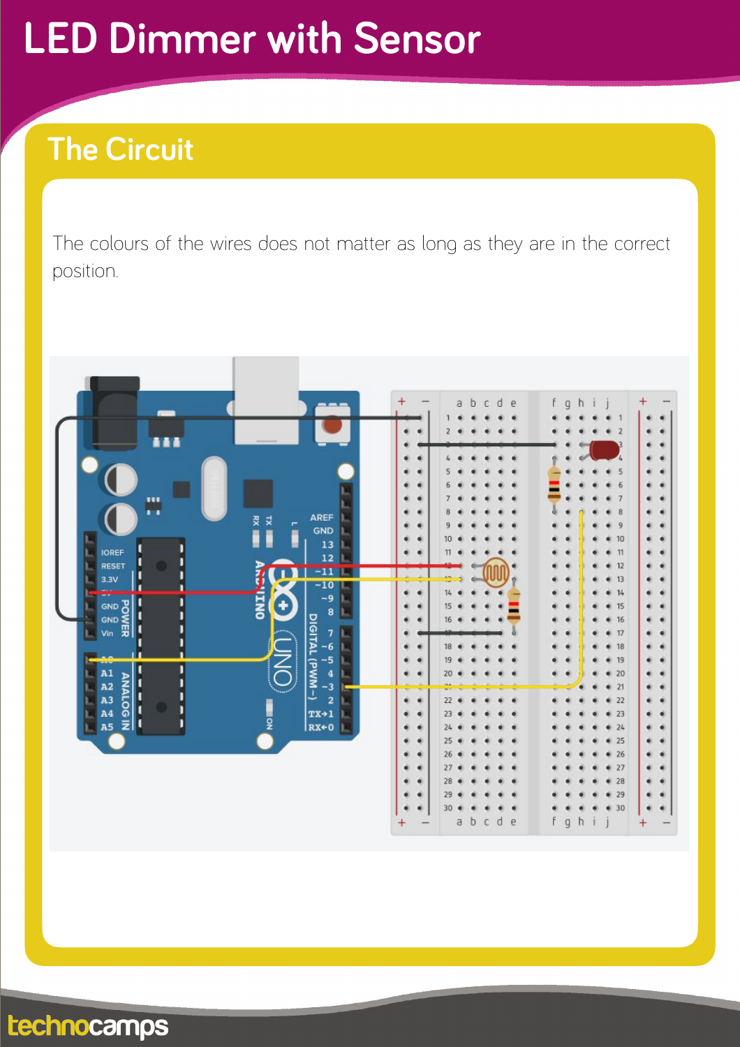# LED Dimmer with Sensor

## The Circuit

The colours of the wires does not matter as long as they are in the correct position.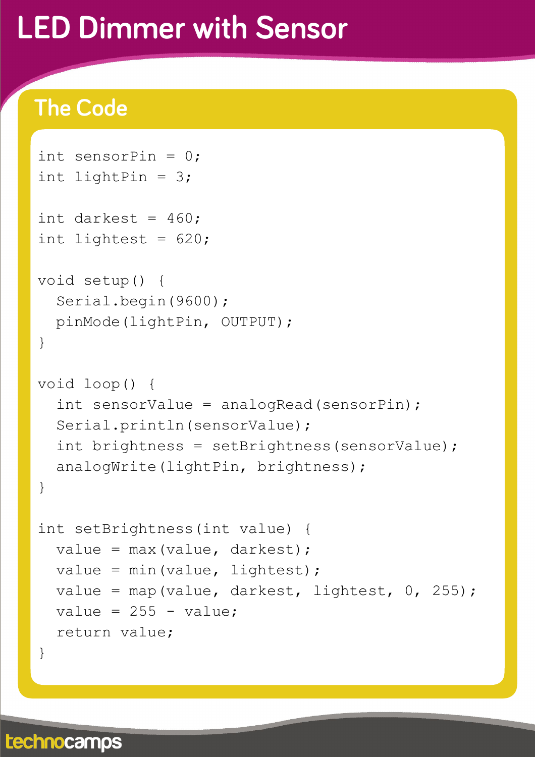# LED Dimmer with Sensor

## The Code

```
int sensorPin = 0;
int lightPin = 3;

int darkest = 460;
int lightest = 620;

void setup() {
  Serial.begin(9600);
  pinMode(lightPin, OUTPUT);
}

void loop() {
  int sensorValue = analogRead(sensorPin);
  Serial.println(sensorValue);
  int brightness = setBrightness(sensorValue);
  analogWrite(lightPin, brightness);
}

int setBrightness(int value) {
  value = max(value, darkest);
  value = min(value, lightest);
  value = map(value, darkest, lightest, 0, 255);
  value = 255 - value;
  return value;
}
```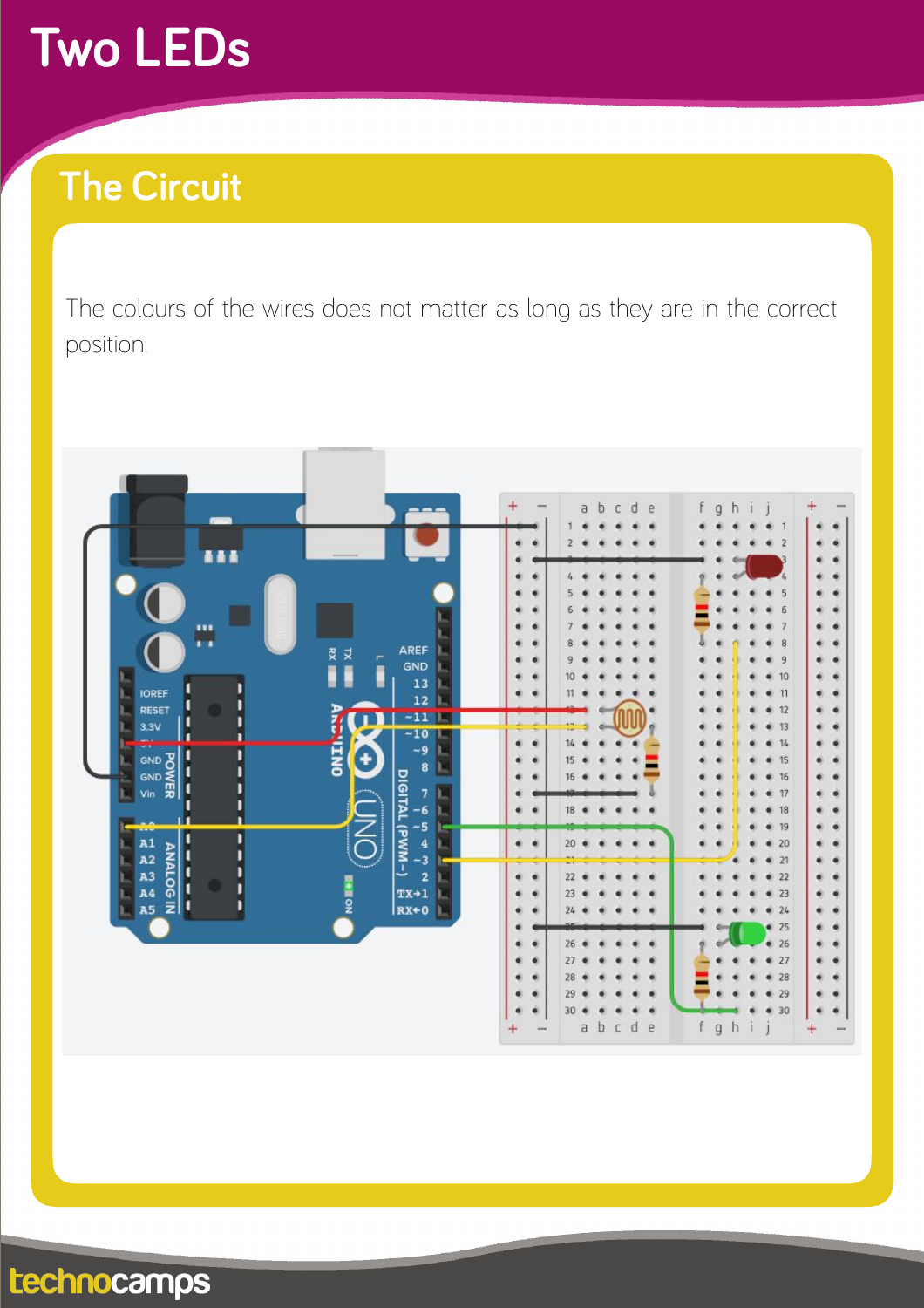# Two LEDs

## The Circuit

The colours of the wires does not matter as long as they are in the correct position.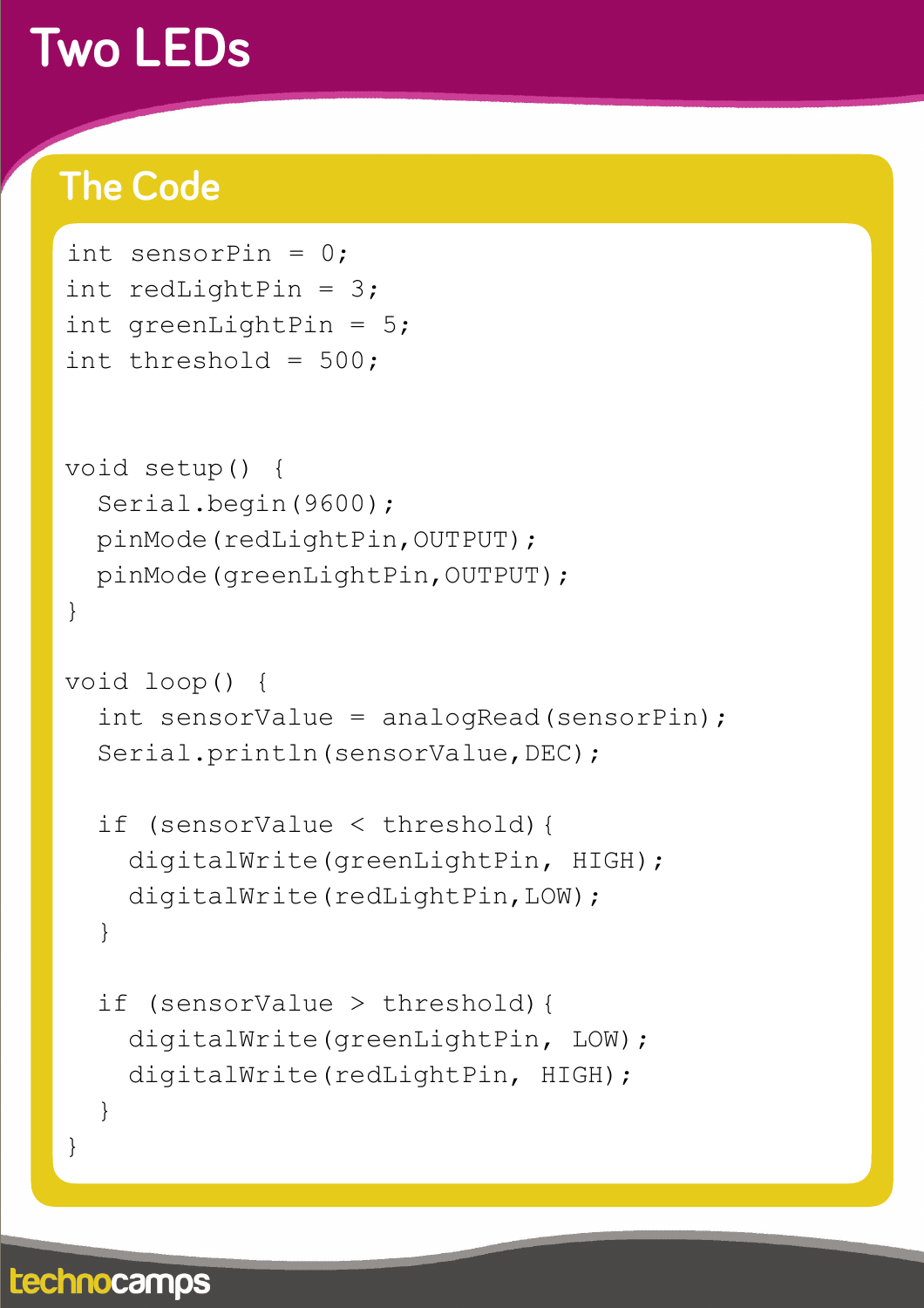# Two LEDs

## The Code

```
int sensorPin = 0;
int redLightPin = 3;
int greenLightPin = 5;
int threshold = 500;


void setup() {
  Serial.begin(9600);
  pinMode(redLightPin,OUTPUT);
  pinMode(greenLightPin,OUTPUT);
}

void loop() {
  int sensorValue = analogRead(sensorPin);
  Serial.println(sensorValue,DEC);

  if (sensorValue < threshold){
    digitalWrite(greenLightPin, HIGH);
    digitalWrite(redLightPin,LOW);
  }

  if (sensorValue > threshold){
    digitalWrite(greenLightPin, LOW);
    digitalWrite(redLightPin, HIGH);
  }
}
```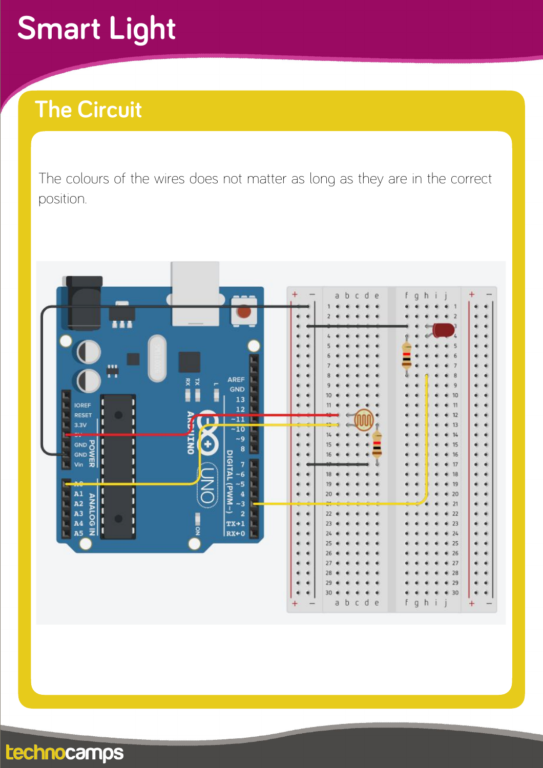# Smart Light

## The Circuit

The colours of the wires does not matter as long as they are in the correct position.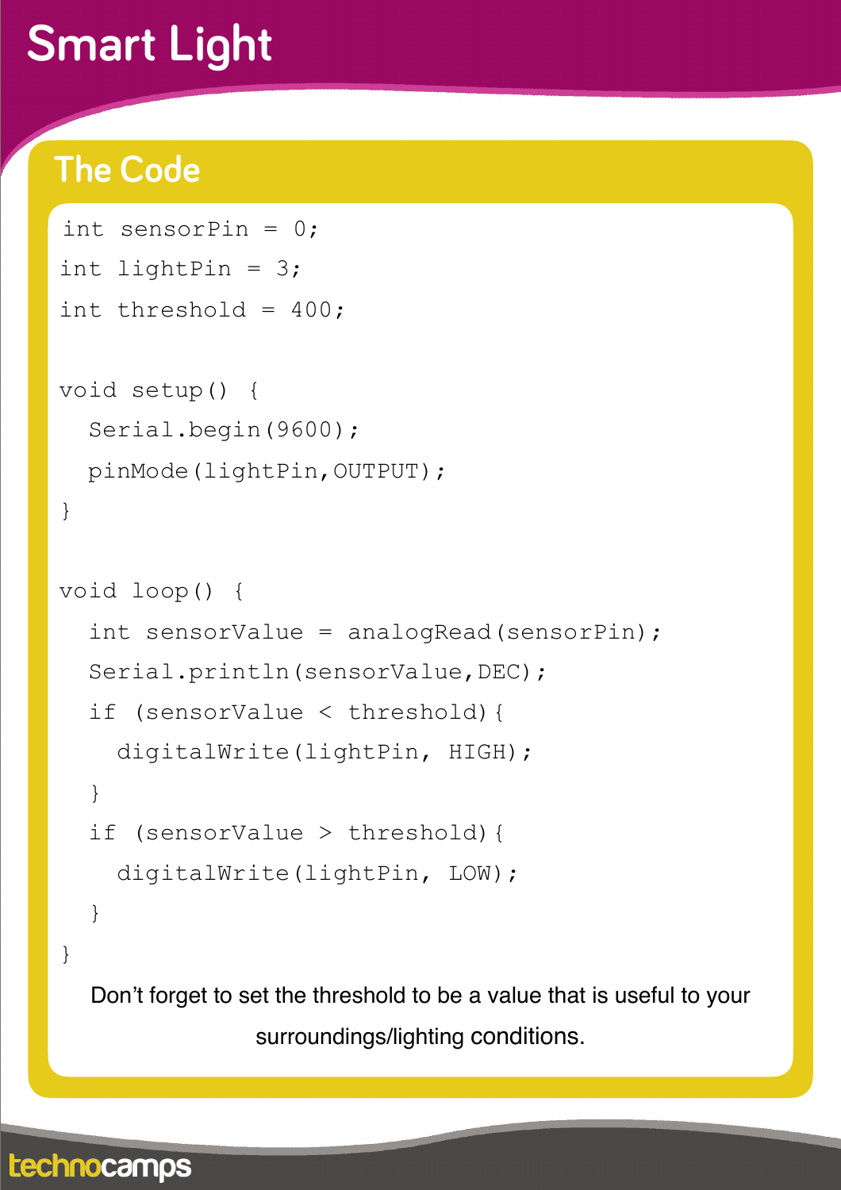# Smart Light

## The Code

```
int sensorPin = 0;
int lightPin = 3;
int threshold = 400;

void setup() {
  Serial.begin(9600);
  pinMode(lightPin,OUTPUT);
}

void loop() {
  int sensorValue = analogRead(sensorPin);
  Serial.println(sensorValue,DEC);
  if (sensorValue < threshold){
    digitalWrite(lightPin, HIGH);
  }
  if (sensorValue > threshold){
    digitalWrite(lightPin, LOW);
  }
}
```

Don't forget to set the threshold to be a value that is useful to your surroundings/lighting conditions.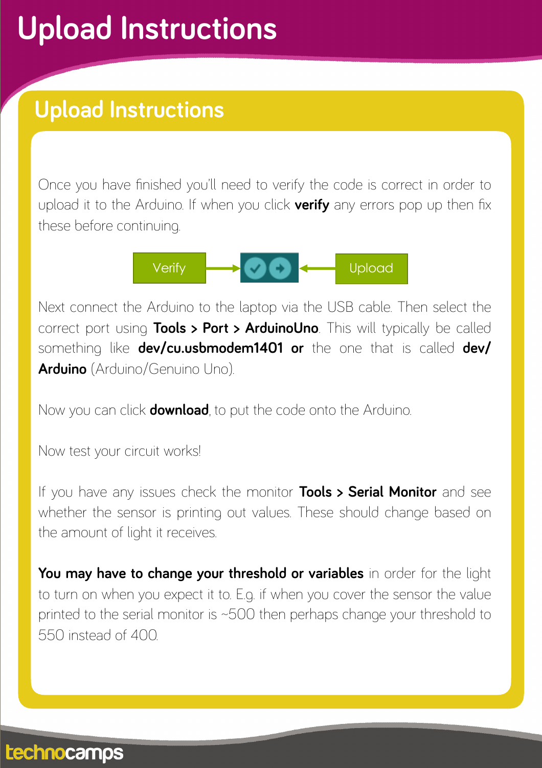# Upload Instructions

## Upload Instructions

Once you have finished you'll need to verify the code is correct in order to upload it to the Arduino. If when you click **verify** any errors pop up then fix these before continuing.

Verify

Upload

Next connect the Arduino to the laptop via the USB cable. Then select the correct port using **Tools > Port > ArduinoUno**. This will typically be called something like **dev/cu.usbmodem1401 or** the one that is called **dev/Arduino** (Arduino/Genuino Uno).

Now you can click **download**, to put the code onto the Arduino.

Now test your circuit works!

If you have any issues check the monitor **Tools > Serial Monitor** and see whether the sensor is printing out values. These should change based on the amount of light it receives.

**You may have to change your threshold or variables** in order for the light to turn on when you expect it to. E.g. if when you cover the sensor the value printed to the serial monitor is ~500 then perhaps change your threshold to 550 instead of 400.